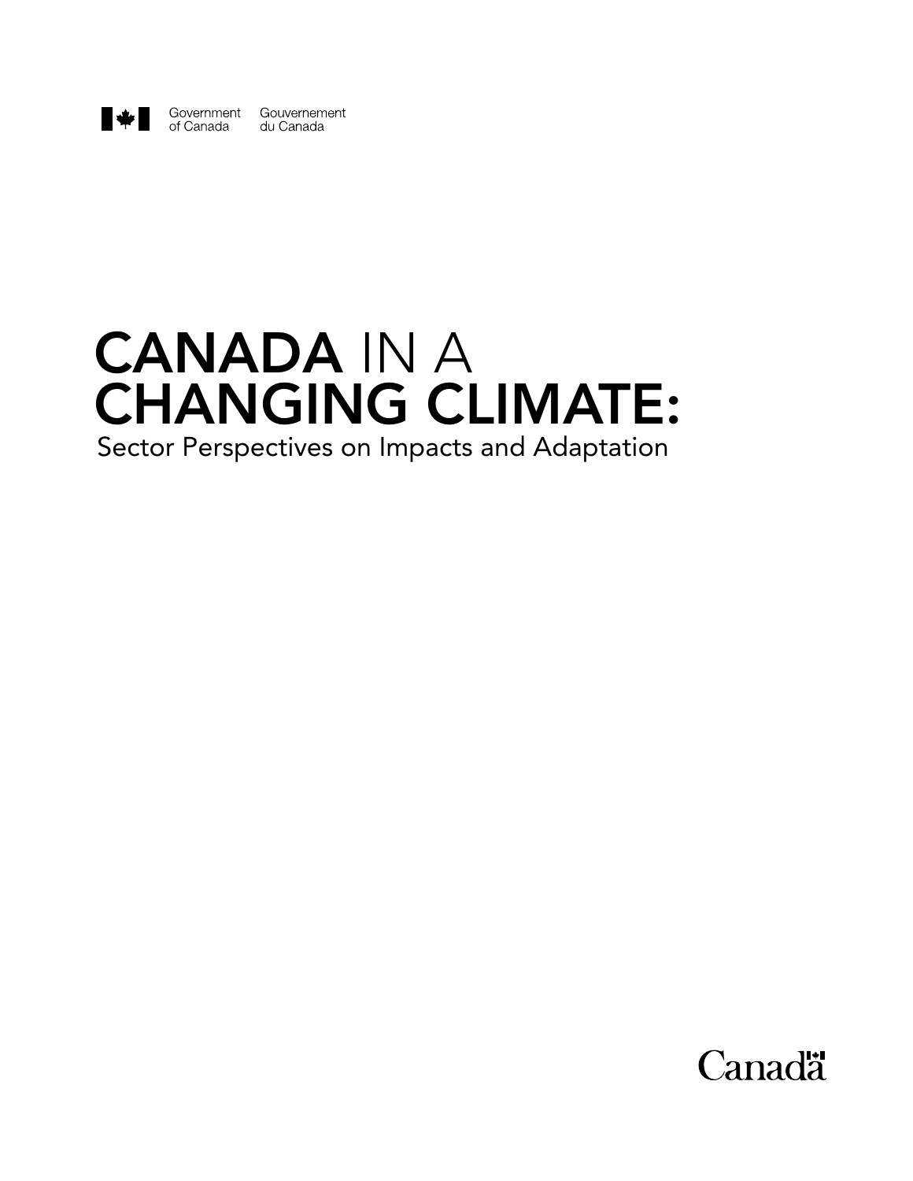Government of Canada Gouvernement du Canada

# CANADA IN A CHANGING CLIMATE:

## Sector Perspectives on Impacts and Adaptation

Canada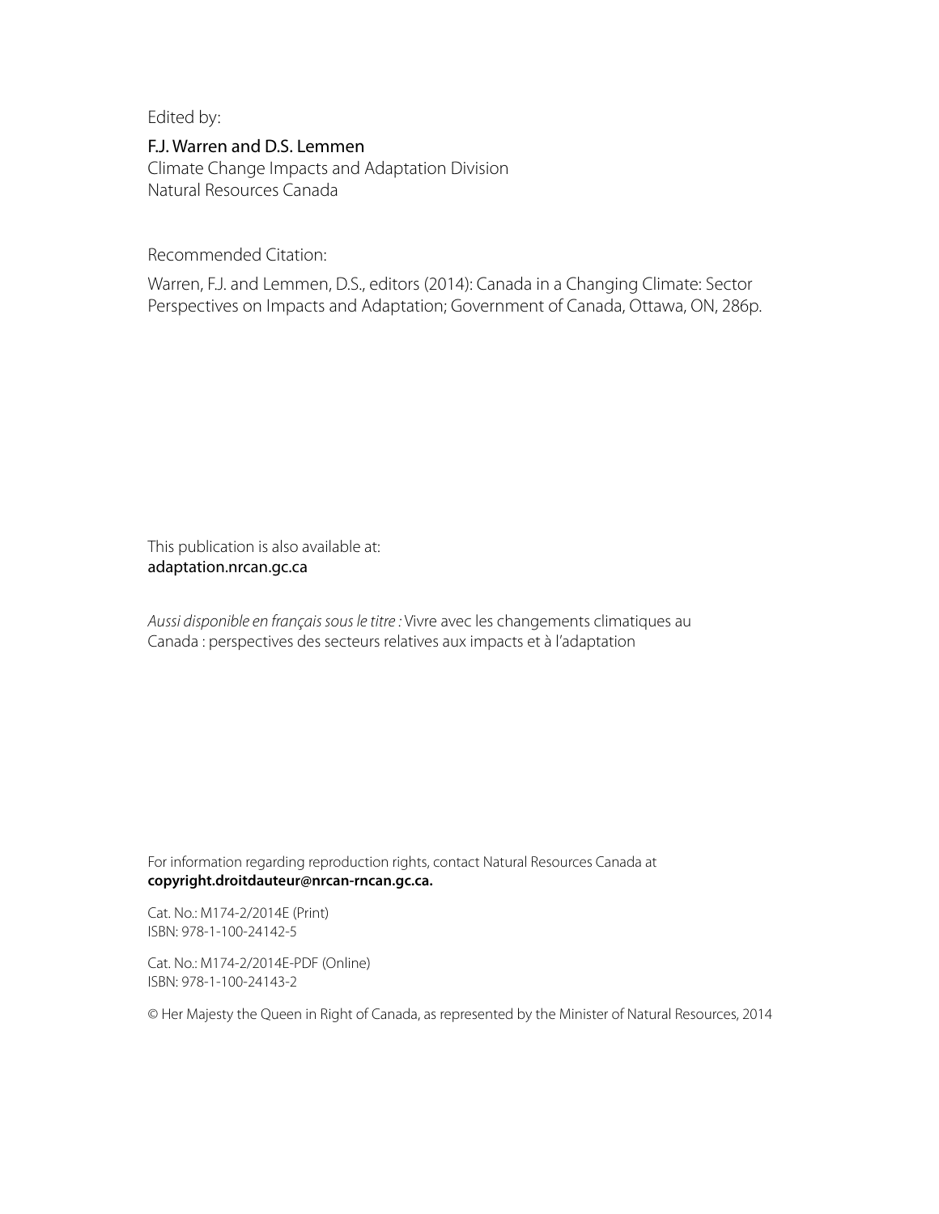Edited by:

F.J. Warren and D.S. Lemmen
Climate Change Impacts and Adaptation Division
Natural Resources Canada

Recommended Citation:

Warren, F.J. and Lemmen, D.S., editors (2014): Canada in a Changing Climate: Sector Perspectives on Impacts and Adaptation; Government of Canada, Ottawa, ON, 286p.

This publication is also available at:
adaptation.nrcan.gc.ca

*Aussi disponible en français sous le titre :* Vivre avec les changements climatiques au Canada : perspectives des secteurs relatives aux impacts et à l'adaptation

For information regarding reproduction rights, contact Natural Resources Canada at **copyright.droitdauteur@nrcan-rncan.gc.ca.**

Cat. No.: M174-2/2014E (Print)
ISBN: 978-1-100-24142-5

Cat. No.: M174-2/2014E-PDF (Online)
ISBN: 978-1-100-24143-2

© Her Majesty the Queen in Right of Canada, as represented by the Minister of Natural Resources, 2014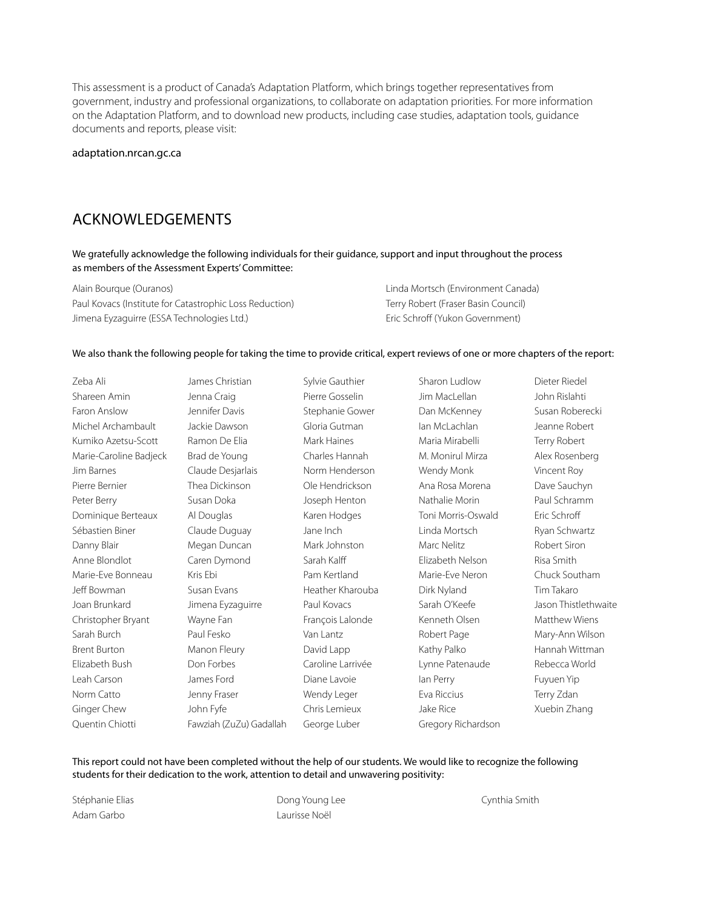This assessment is a product of Canada's Adaptation Platform, which brings together representatives from government, industry and professional organizations, to collaborate on adaptation priorities. For more information on the Adaptation Platform, and to download new products, including case studies, adaptation tools, guidance documents and reports, please visit:

adaptation.nrcan.gc.ca

# ACKNOWLEDGEMENTS

We gratefully acknowledge the following individuals for their guidance, support and input throughout the process as members of the Assessment Experts' Committee:

Alain Bourque (Ouranos)
Paul Kovacs (Institute for Catastrophic Loss Reduction)
Jimena Eyzaguirre (ESSA Technologies Ltd.)
Linda Mortsch (Environment Canada)
Terry Robert (Fraser Basin Council)
Eric Schroff (Yukon Government)

We also thank the following people for taking the time to provide critical, expert reviews of one or more chapters of the report:

Zeba Ali
Shareen Amin
Faron Anslow
Michel Archambault
Kumiko Azetsu-Scott
Marie-Caroline Badjeck
Jim Barnes
Pierre Bernier
Peter Berry
Dominique Berteaux
Sébastien Biner
Danny Blair
Anne Blondlot
Marie-Eve Bonneau
Jeff Bowman
Joan Brunkard
Christopher Bryant
Sarah Burch
Brent Burton
Elizabeth Bush
Leah Carson
Norm Catto
Ginger Chew
Quentin Chiotti
James Christian
Jenna Craig
Jennifer Davis
Jackie Dawson
Ramon De Elia
Brad de Young
Claude Desjarlais
Thea Dickinson
Susan Doka
Al Douglas
Claude Duguay
Megan Duncan
Caren Dymond
Kris Ebi
Susan Evans
Jimena Eyzaguirre
Wayne Fan
Paul Fesko
Manon Fleury
Don Forbes
James Ford
Jenny Fraser
John Fyfe
Fawziah (ZuZu) Gadallah
Sylvie Gauthier
Pierre Gosselin
Stephanie Gower
Gloria Gutman
Mark Haines
Charles Hannah
Norm Henderson
Ole Hendrickson
Joseph Henton
Karen Hodges
Jane Inch
Mark Johnston
Sarah Kalff
Pam Kertland
Heather Kharouba
Paul Kovacs
François Lalonde
Van Lantz
David Lapp
Caroline Larrivée
Diane Lavoie
Wendy Leger
Chris Lemieux
George Luber
Sharon Ludlow
Jim MacLellan
Dan McKenney
Ian McLachlan
Maria Mirabelli
M. Monirul Mirza
Wendy Monk
Ana Rosa Morena
Nathalie Morin
Toni Morris-Oswald
Linda Mortsch
Marc Nelitz
Elizabeth Nelson
Marie-Eve Neron
Dirk Nyland
Sarah O'Keefe
Kenneth Olsen
Robert Page
Kathy Palko
Lynne Patenaude
Ian Perry
Eva Riccius
Jake Rice
Gregory Richardson
Dieter Riedel
John Rislahti
Susan Roberecki
Jeanne Robert
Terry Robert
Alex Rosenberg
Vincent Roy
Dave Sauchyn
Paul Schramm
Eric Schroff
Ryan Schwartz
Robert Siron
Risa Smith
Chuck Southam
Tim Takaro
Jason Thistlethwaite
Matthew Wiens
Mary-Ann Wilson
Hannah Wittman
Rebecca World
Fuyuen Yip
Terry Zdan
Xuebin Zhang

This report could not have been completed without the help of our students. We would like to recognize the following students for their dedication to the work, attention to detail and unwavering positivity:

Stéphanie Elias
Adam Garbo
Dong Young Lee
Laurisse Noël
Cynthia Smith